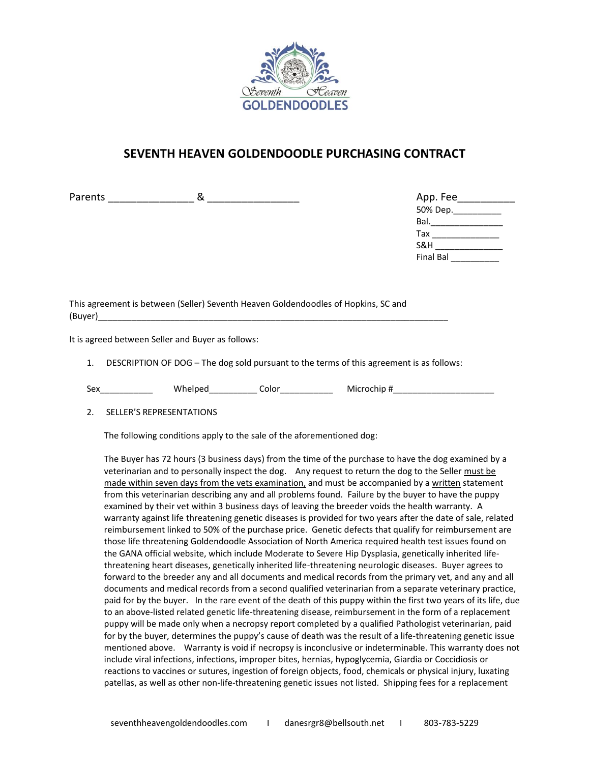# SEVENTH HEAVEN GOLDENDOODLE PURCHASING CONTRACT

Parents _______________ & ________________

App. Fee__________
50% Dep.__________
Bal.______________
Tax ______________
S&H ______________
Final Bal __________

This agreement is between (Seller) Seventh Heaven Goldendoodles of Hopkins, SC and (Buyer)___________________________________________________________________________

It is agreed between Seller and Buyer as follows:

1. DESCRIPTION OF DOG – The dog sold pursuant to the terms of this agreement is as follows:

Sex___________ Whelped__________ Color___________ Microchip #_____________________

2. SELLER'S REPRESENTATIONS

The following conditions apply to the sale of the aforementioned dog:

The Buyer has 72 hours (3 business days) from the time of the purchase to have the dog examined by a veterinarian and to personally inspect the dog. Any request to return the dog to the Seller must be made within seven days from the vets examination, and must be accompanied by a written statement from this veterinarian describing any and all problems found. Failure by the buyer to have the puppy examined by their vet within 3 business days of leaving the breeder voids the health warranty. A warranty against life threatening genetic diseases is provided for two years after the date of sale, related reimbursement linked to 50% of the purchase price. Genetic defects that qualify for reimbursement are those life threatening Goldendoodle Association of North America required health test issues found on the GANA official website, which include Moderate to Severe Hip Dysplasia, genetically inherited life-threatening heart diseases, genetically inherited life-threatening neurologic diseases. Buyer agrees to forward to the breeder any and all documents and medical records from the primary vet, and any and all documents and medical records from a second qualified veterinarian from a separate veterinary practice, paid for by the buyer. In the rare event of the death of this puppy within the first two years of its life, due to an above-listed related genetic life-threatening disease, reimbursement in the form of a replacement puppy will be made only when a necropsy report completed by a qualified Pathologist veterinarian, paid for by the buyer, determines the puppy's cause of death was the result of a life-threatening genetic issue mentioned above. Warranty is void if necropsy is inconclusive or indeterminable. This warranty does not include viral infections, infections, improper bites, hernias, hypoglycemia, Giardia or Coccidiosis or reactions to vaccines or sutures, ingestion of foreign objects, food, chemicals or physical injury, luxating patellas, as well as other non-life-threatening genetic issues not listed. Shipping fees for a replacement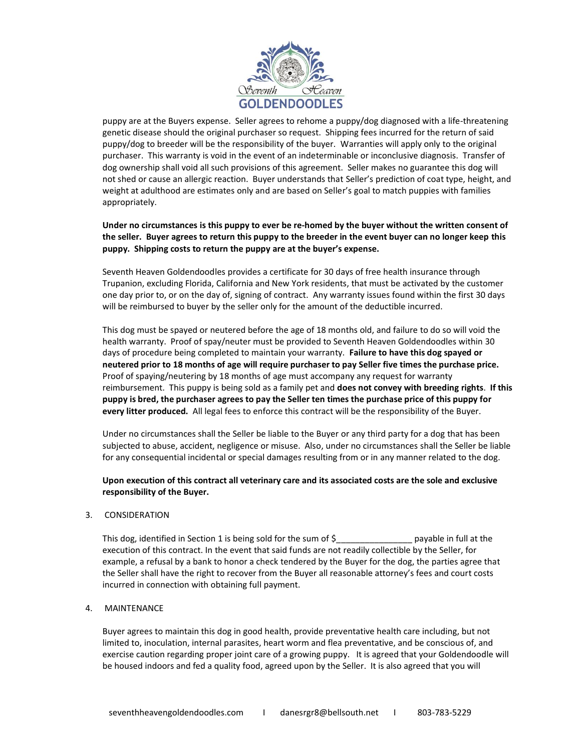puppy are at the Buyers expense. Seller agrees to rehome a puppy/dog diagnosed with a life-threatening genetic disease should the original purchaser so request. Shipping fees incurred for the return of said puppy/dog to breeder will be the responsibility of the buyer. Warranties will apply only to the original purchaser. This warranty is void in the event of an indeterminable or inconclusive diagnosis. Transfer of dog ownership shall void all such provisions of this agreement. Seller makes no guarantee this dog will not shed or cause an allergic reaction. Buyer understands that Seller's prediction of coat type, height, and weight at adulthood are estimates only and are based on Seller's goal to match puppies with families appropriately.

**Under no circumstances is this puppy to ever be re-homed by the buyer without the written consent of the seller. Buyer agrees to return this puppy to the breeder in the event buyer can no longer keep this puppy. Shipping costs to return the puppy are at the buyer's expense.**

Seventh Heaven Goldendoodles provides a certificate for 30 days of free health insurance through Trupanion, excluding Florida, California and New York residents, that must be activated by the customer one day prior to, or on the day of, signing of contract. Any warranty issues found within the first 30 days will be reimbursed to buyer by the seller only for the amount of the deductible incurred.

This dog must be spayed or neutered before the age of 18 months old, and failure to do so will void the health warranty. Proof of spay/neuter must be provided to Seventh Heaven Goldendoodles within 30 days of procedure being completed to maintain your warranty. **Failure to have this dog spayed or neutered prior to 18 months of age will require purchaser to pay Seller five times the purchase price.** Proof of spaying/neutering by 18 months of age must accompany any request for warranty reimbursement. This puppy is being sold as a family pet and **does not convey with breeding rights**. **If this puppy is bred, the purchaser agrees to pay the Seller ten times the purchase price of this puppy for every litter produced.** All legal fees to enforce this contract will be the responsibility of the Buyer.

Under no circumstances shall the Seller be liable to the Buyer or any third party for a dog that has been subjected to abuse, accident, negligence or misuse. Also, under no circumstances shall the Seller be liable for any consequential incidental or special damages resulting from or in any manner related to the dog.

**Upon execution of this contract all veterinary care and its associated costs are the sole and exclusive responsibility of the Buyer.**

3. CONSIDERATION

This dog, identified in Section 1 is being sold for the sum of $_______________ payable in full at the execution of this contract. In the event that said funds are not readily collectible by the Seller, for example, a refusal by a bank to honor a check tendered by the Buyer for the dog, the parties agree that the Seller shall have the right to recover from the Buyer all reasonable attorney's fees and court costs incurred in connection with obtaining full payment.

4. MAINTENANCE

Buyer agrees to maintain this dog in good health, provide preventative health care including, but not limited to, inoculation, internal parasites, heart worm and flea preventative, and be conscious of, and exercise caution regarding proper joint care of a growing puppy. It is agreed that your Goldendoodle will be housed indoors and fed a quality food, agreed upon by the Seller. It is also agreed that you will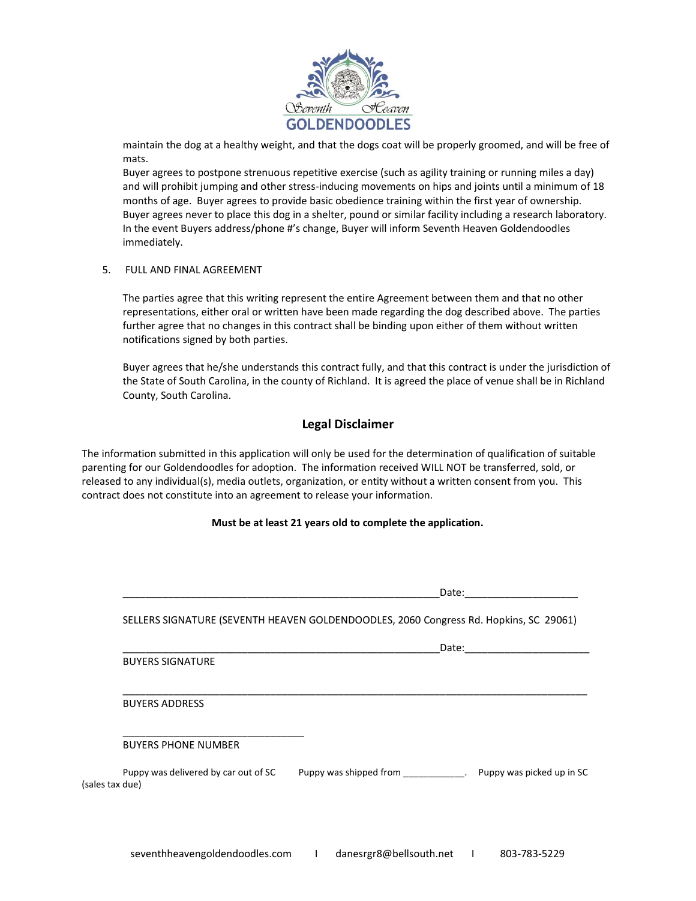maintain the dog at a healthy weight, and that the dogs coat will be properly groomed, and will be free of mats.
Buyer agrees to postpone strenuous repetitive exercise (such as agility training or running miles a day) and will prohibit jumping and other stress-inducing movements on hips and joints until a minimum of 18 months of age. Buyer agrees to provide basic obedience training within the first year of ownership.
Buyer agrees never to place this dog in a shelter, pound or similar facility including a research laboratory.
In the event Buyers address/phone #'s change, Buyer will inform Seventh Heaven Goldendoodles immediately.

5. FULL AND FINAL AGREEMENT

The parties agree that this writing represent the entire Agreement between them and that no other representations, either oral or written have been made regarding the dog described above. The parties further agree that no changes in this contract shall be binding upon either of them without written notifications signed by both parties.

Buyer agrees that he/she understands this contract fully, and that this contract is under the jurisdiction of the State of South Carolina, in the county of Richland. It is agreed the place of venue shall be in Richland County, South Carolina.

## Legal Disclaimer

The information submitted in this application will only be used for the determination of qualification of suitable parenting for our Goldendoodles for adoption. The information received WILL NOT be transferred, sold, or released to any individual(s), media outlets, organization, or entity without a written consent from you. This contract does not constitute into an agreement to release your information.

**Must be at least 21 years old to complete the application.**

_________________________________________________________Date:____________________

SELLERS SIGNATURE (SEVENTH HEAVEN GOLDENDOODLES, 2060 Congress Rd. Hopkins, SC 29061)

_________________________________________________________Date:______________________

BUYERS SIGNATURE

____________________________________________________________________________________

BUYERS ADDRESS

_________________________________

BUYERS PHONE NUMBER

Puppy was delivered by car out of SC (sales tax due) Puppy was shipped from ____________. Puppy was picked up in SC

seventhheavengoldendoodles.com | danesrgr8@bellsouth.net | 803-783-5229